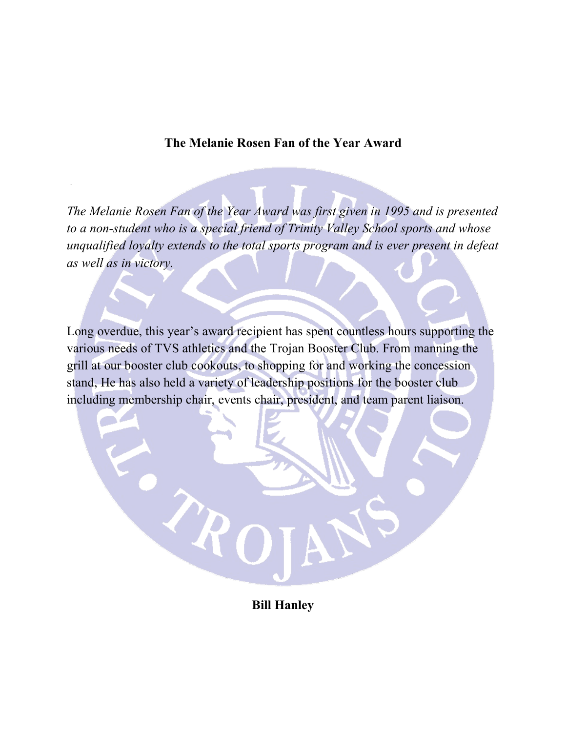**The Melanie Rosen Fan of the Year Award**

*The Melanie Rosen Fan of the Year Award was first given in 1995 and is presented to a non-student who is a special friend of Trinity Valley School sports and whose unqualified loyalty extends to the total sports program and is ever present in defeat as well as in victory.*

Long overdue, this year's award recipient has spent countless hours supporting the various needs of TVS athletics and the Trojan Booster Club. From manning the grill at our booster club cookouts, to shopping for and working the concession stand, He has also held a variety of leadership positions for the booster club including membership chair, events chair, president, and team parent liaison.

**Bill Hanley**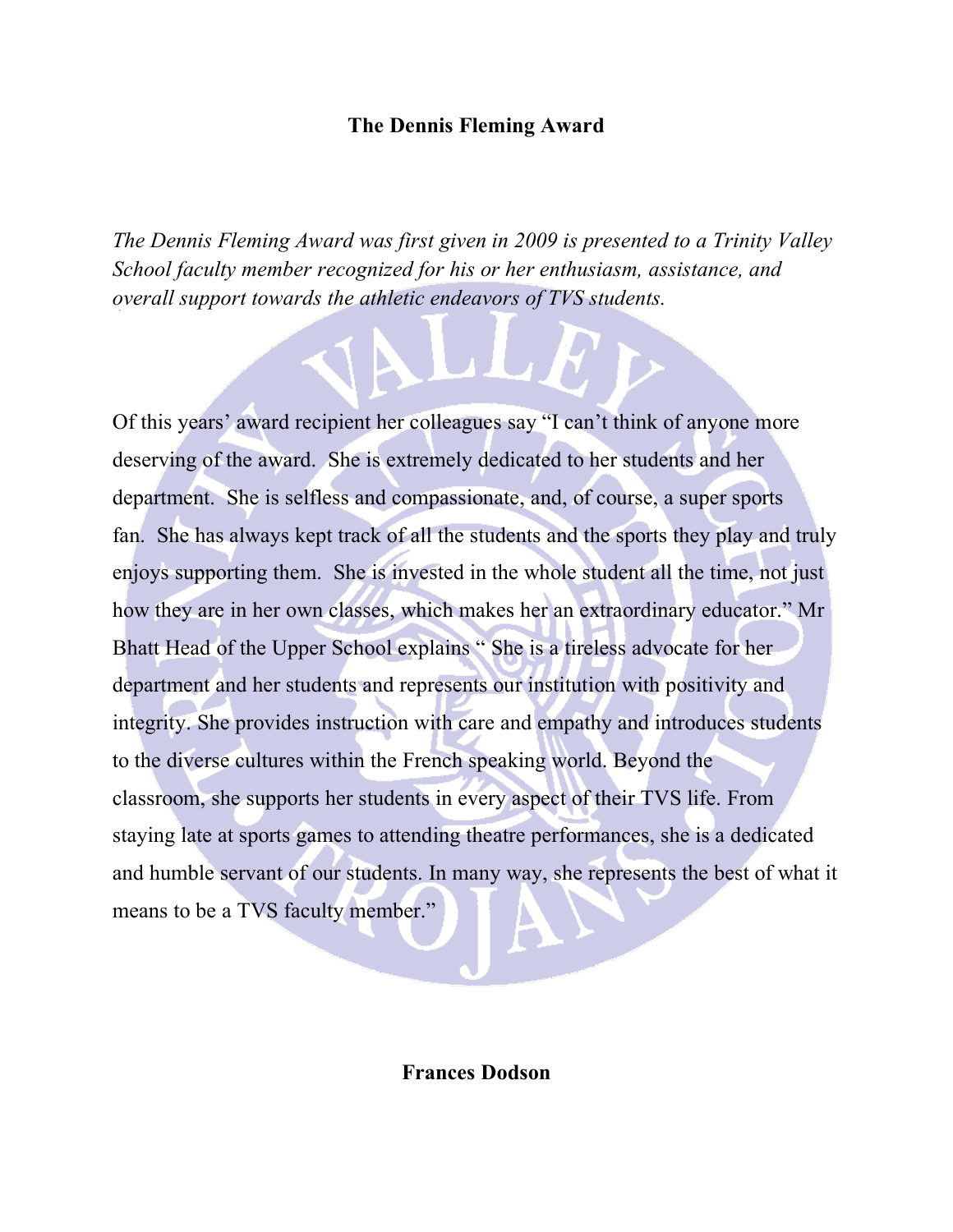**The Dennis Fleming Award**

*The Dennis Fleming Award was first given in 2009 is presented to a Trinity Valley School faculty member recognized for his or her enthusiasm, assistance, and overall support towards the athletic endeavors of TVS students.*

Of this years' award recipient her colleagues say "I can't think of anyone more deserving of the award. She is extremely dedicated to her students and her department. She is selfless and compassionate, and, of course, a super sports fan. She has always kept track of all the students and the sports they play and truly enjoys supporting them. She is invested in the whole student all the time, not just how they are in her own classes, which makes her an extraordinary educator." Mr Bhatt Head of the Upper School explains " She is a tireless advocate for her department and her students and represents our institution with positivity and integrity. She provides instruction with care and empathy and introduces students to the diverse cultures within the French speaking world. Beyond the classroom, she supports her students in every aspect of their TVS life. From staying late at sports games to attending theatre performances, she is a dedicated and humble servant of our students. In many way, she represents the best of what it means to be a TVS faculty member."

**Frances Dodson**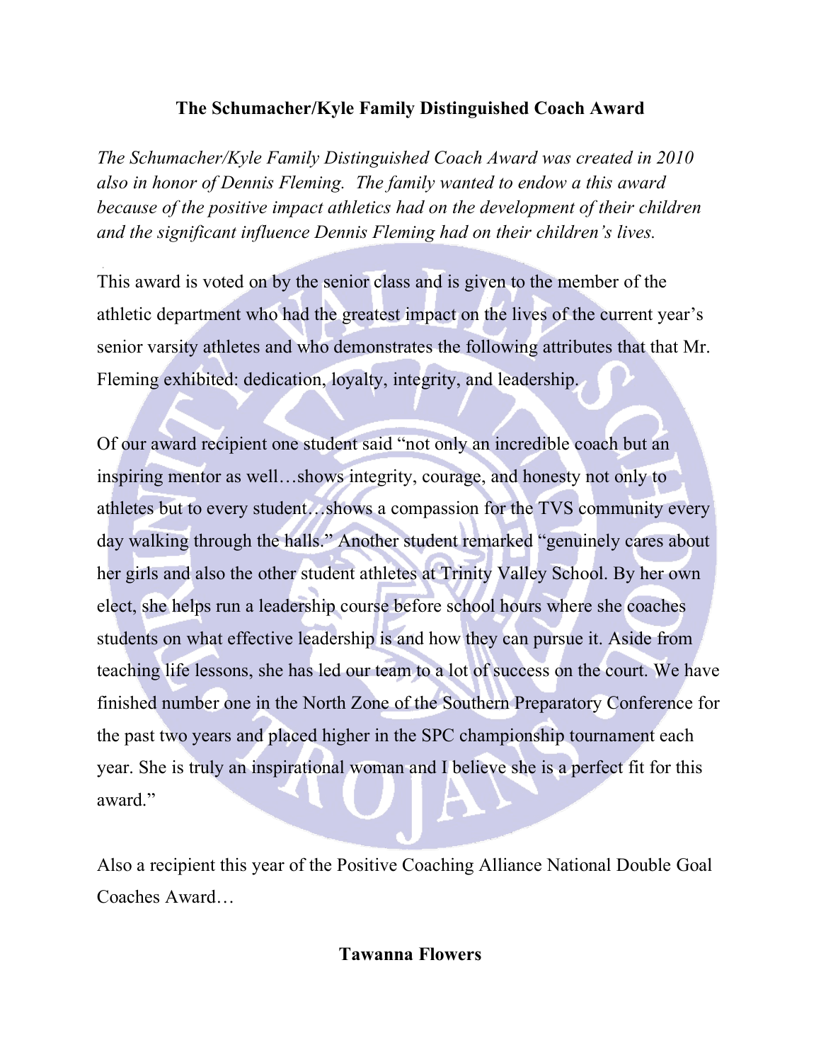**The Schumacher/Kyle Family Distinguished Coach Award**

*The Schumacher/Kyle Family Distinguished Coach Award was created in 2010 also in honor of Dennis Fleming. The family wanted to endow a this award because of the positive impact athletics had on the development of their children and the significant influence Dennis Fleming had on their children's lives.*

This award is voted on by the senior class and is given to the member of the athletic department who had the greatest impact on the lives of the current year's senior varsity athletes and who demonstrates the following attributes that that Mr. Fleming exhibited: dedication, loyalty, integrity, and leadership.

Of our award recipient one student said "not only an incredible coach but an inspiring mentor as well…shows integrity, courage, and honesty not only to athletes but to every student…shows a compassion for the TVS community every day walking through the halls." Another student remarked "genuinely cares about her girls and also the other student athletes at Trinity Valley School. By her own elect, she helps run a leadership course before school hours where she coaches students on what effective leadership is and how they can pursue it. Aside from teaching life lessons, she has led our team to a lot of success on the court. We have finished number one in the North Zone of the Southern Preparatory Conference for the past two years and placed higher in the SPC championship tournament each year. She is truly an inspirational woman and I believe she is a perfect fit for this award."

Also a recipient this year of the Positive Coaching Alliance National Double Goal Coaches Award…

**Tawanna Flowers**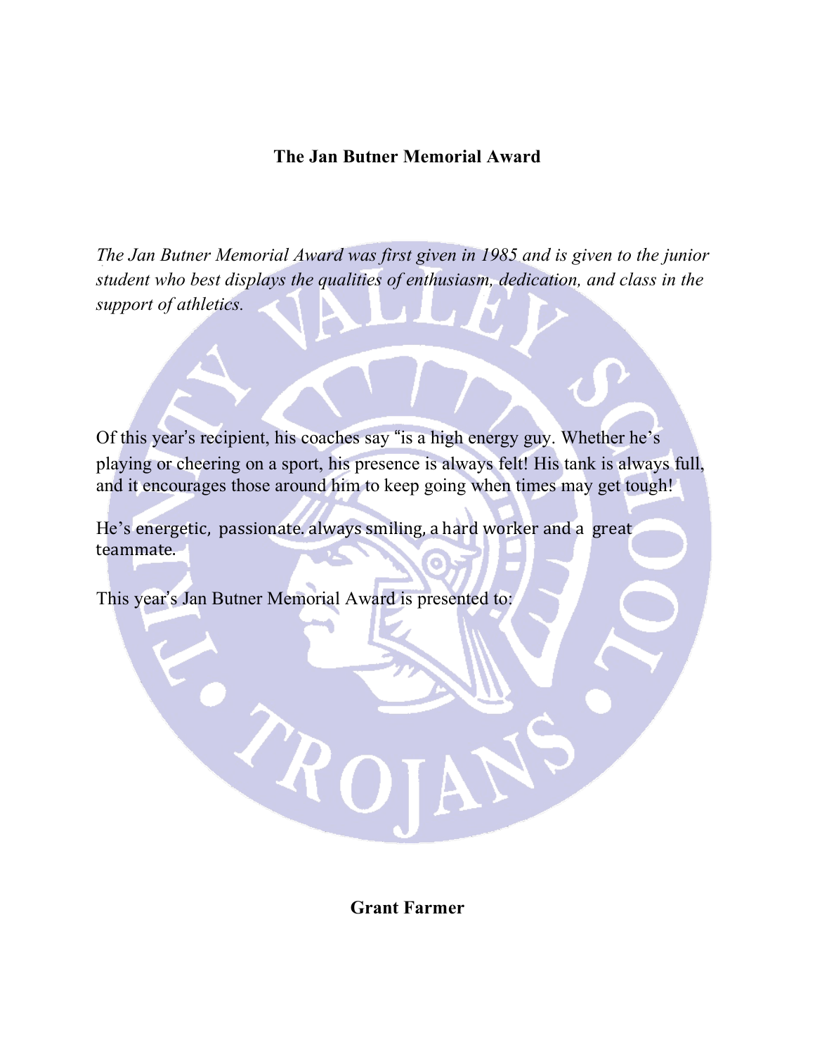**The Jan Butner Memorial Award**

*The Jan Butner Memorial Award was first given in 1985 and is given to the junior student who best displays the qualities of enthusiasm, dedication, and class in the support of athletics.*

Of this year's recipient, his coaches say "is a high energy guy. Whether he's playing or cheering on a sport, his presence is always felt! His tank is always full, and it encourages those around him to keep going when times may get tough!

He's energetic, passionate. always smiling, a hard worker and a great teammate.

This year's Jan Butner Memorial Award is presented to:

**Grant Farmer**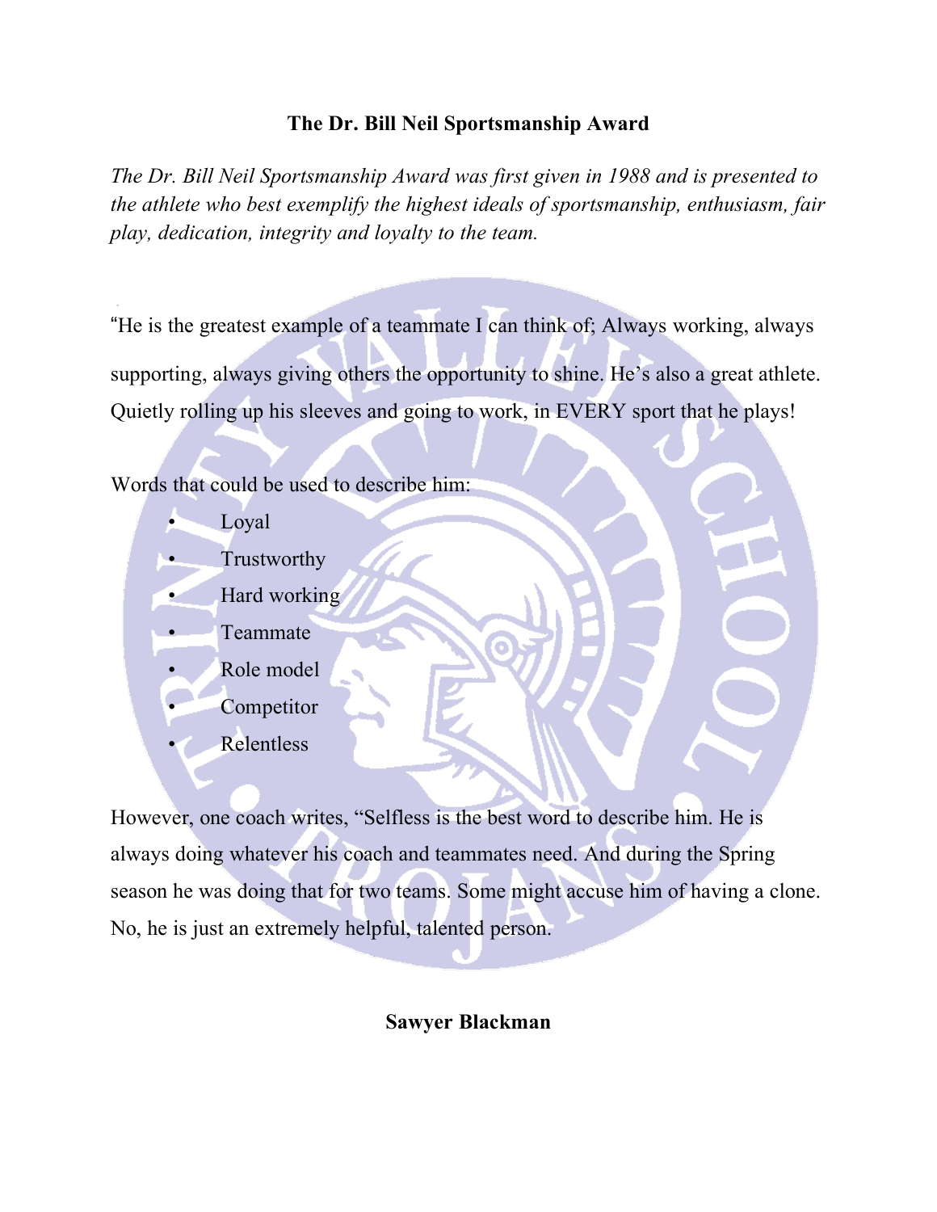**The Dr. Bill Neil Sportsmanship Award**

*The Dr. Bill Neil Sportsmanship Award was first given in 1988 and is presented to the athlete who best exemplify the highest ideals of sportsmanship, enthusiasm, fair play, dedication, integrity and loyalty to the team.*

"He is the greatest example of a teammate I can think of; Always working, always supporting, always giving others the opportunity to shine. He's also a great athlete. Quietly rolling up his sleeves and going to work, in EVERY sport that he plays!

Words that could be used to describe him:

- Loyal
- Trustworthy
- Hard working
- Teammate
- Role model
- Competitor
- Relentless

However, one coach writes, "Selfless is the best word to describe him. He is always doing whatever his coach and teammates need. And during the Spring season he was doing that for two teams. Some might accuse him of having a clone. No, he is just an extremely helpful, talented person.

**Sawyer Blackman**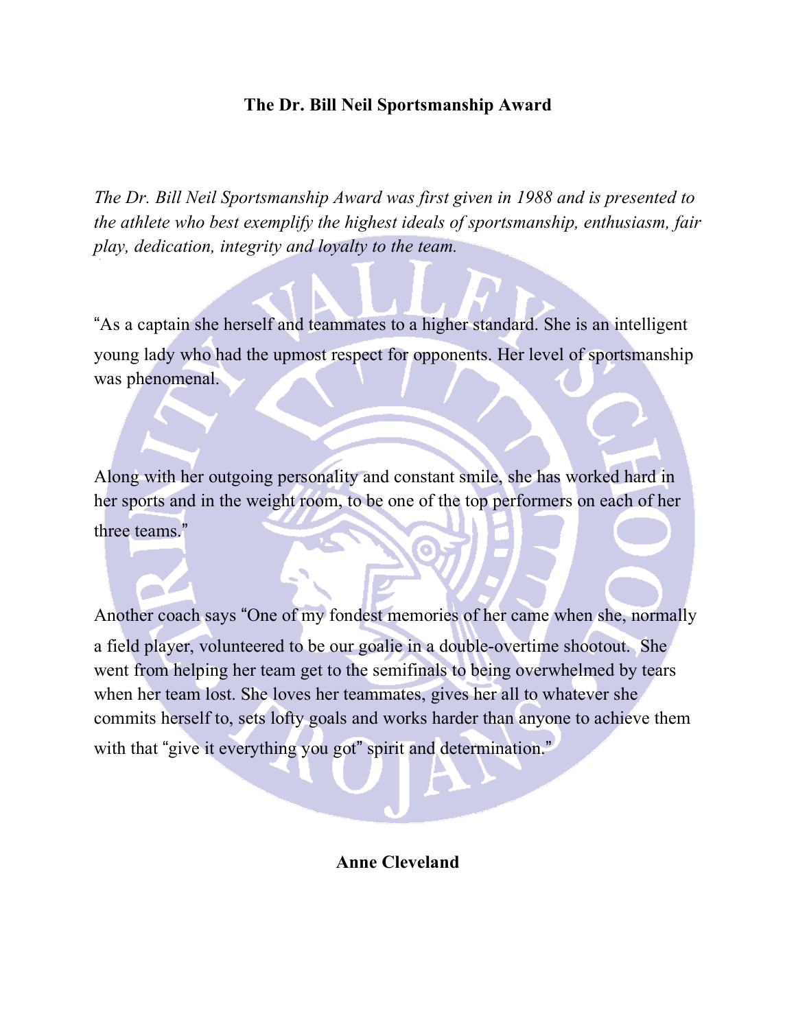**The Dr. Bill Neil Sportsmanship Award**

*The Dr. Bill Neil Sportsmanship Award was first given in 1988 and is presented to the athlete who best exemplify the highest ideals of sportsmanship, enthusiasm, fair play, dedication, integrity and loyalty to the team.*

"As a captain she herself and teammates to a higher standard. She is an intelligent young lady who had the upmost respect for opponents. Her level of sportsmanship was phenomenal.

Along with her outgoing personality and constant smile, she has worked hard in her sports and in the weight room, to be one of the top performers on each of her three teams."

Another coach says "One of my fondest memories of her came when she, normally a field player, volunteered to be our goalie in a double-overtime shootout. She went from helping her team get to the semifinals to being overwhelmed by tears when her team lost. She loves her teammates, gives her all to whatever she commits herself to, sets lofty goals and works harder than anyone to achieve them with that "give it everything you got" spirit and determination."

**Anne Cleveland**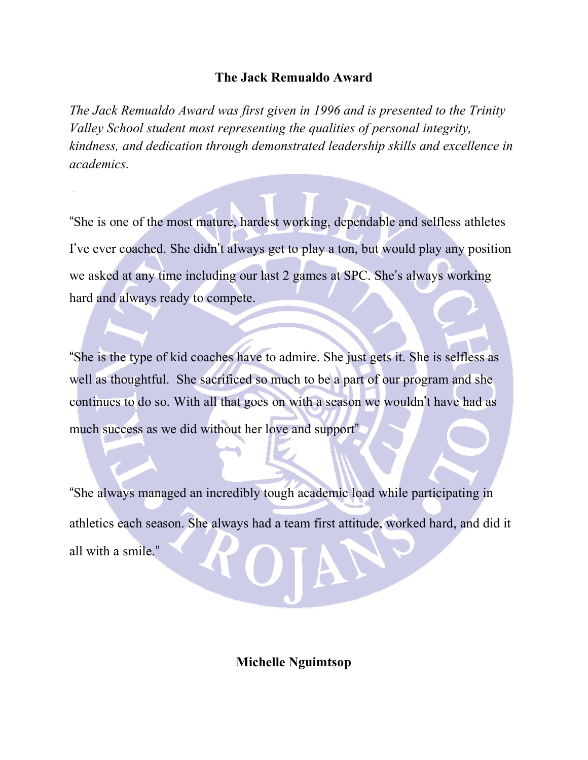**The Jack Remualdo Award**

*The Jack Remualdo Award was first given in 1996 and is presented to the Trinity Valley School student most representing the qualities of personal integrity, kindness, and dedication through demonstrated leadership skills and excellence in academics.*

"She is one of the most mature, hardest working, dependable and selfless athletes I've ever coached. She didn't always get to play a ton, but would play any position we asked at any time including our last 2 games at SPC. She's always working hard and always ready to compete.

"She is the type of kid coaches have to admire. She just gets it. She is selfless as well as thoughtful. She sacrificed so much to be a part of our program and she continues to do so. With all that goes on with a season we wouldn't have had as much success as we did without her love and support"

"She always managed an incredibly tough academic load while participating in athletics each season. She always had a team first attitude, worked hard, and did it all with a smile."

**Michelle Nguimtsop**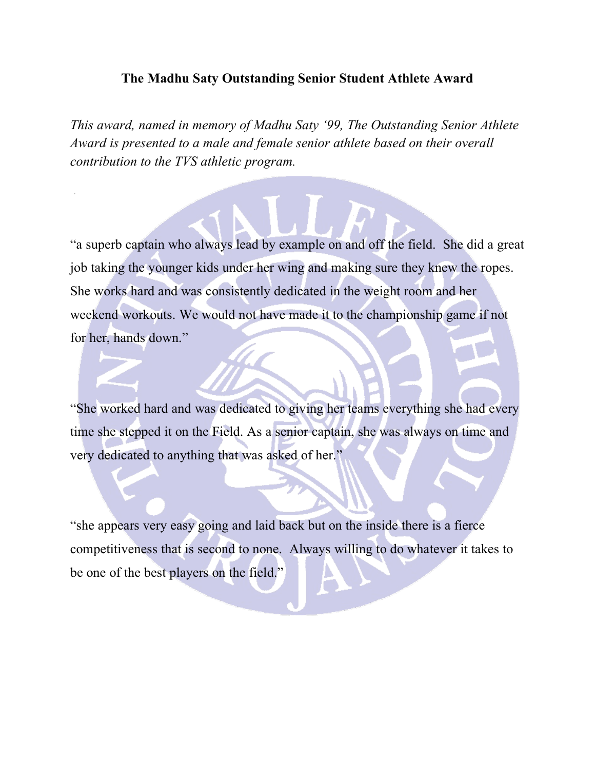**The Madhu Saty Outstanding Senior Student Athlete Award**

*This award, named in memory of Madhu Saty '99, The Outstanding Senior Athlete Award is presented to a male and female senior athlete based on their overall contribution to the TVS athletic program.*

"a superb captain who always lead by example on and off the field. She did a great job taking the younger kids under her wing and making sure they knew the ropes. She works hard and was consistently dedicated in the weight room and her weekend workouts. We would not have made it to the championship game if not for her, hands down."

"She worked hard and was dedicated to giving her teams everything she had every time she stepped it on the Field. As a senior captain, she was always on time and very dedicated to anything that was asked of her."

"she appears very easy going and laid back but on the inside there is a fierce competitiveness that is second to none. Always willing to do whatever it takes to be one of the best players on the field."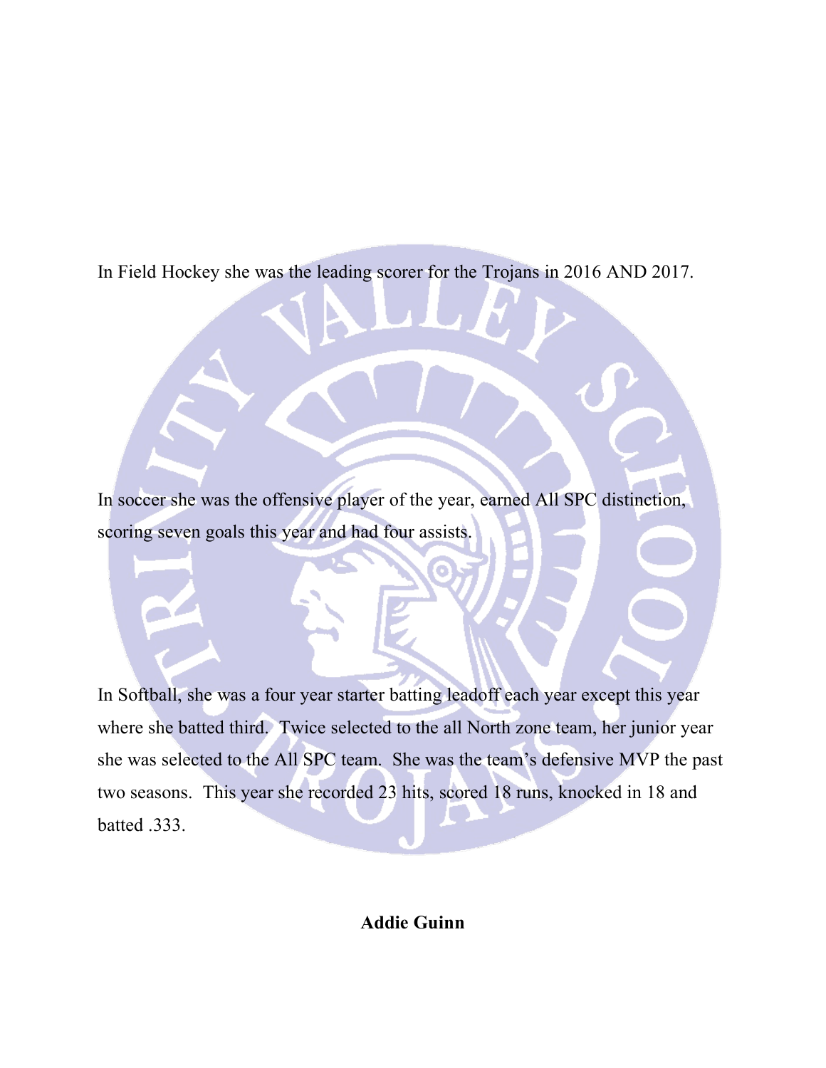In Field Hockey she was the leading scorer for the Trojans in 2016 AND 2017.

In soccer she was the offensive player of the year, earned All SPC distinction, scoring seven goals this year and had four assists.

In Softball, she was a four year starter batting leadoff each year except this year where she batted third. Twice selected to the all North zone team, her junior year she was selected to the All SPC team. She was the team's defensive MVP the past two seasons. This year she recorded 23 hits, scored 18 runs, knocked in 18 and batted .333.

**Addie Guinn**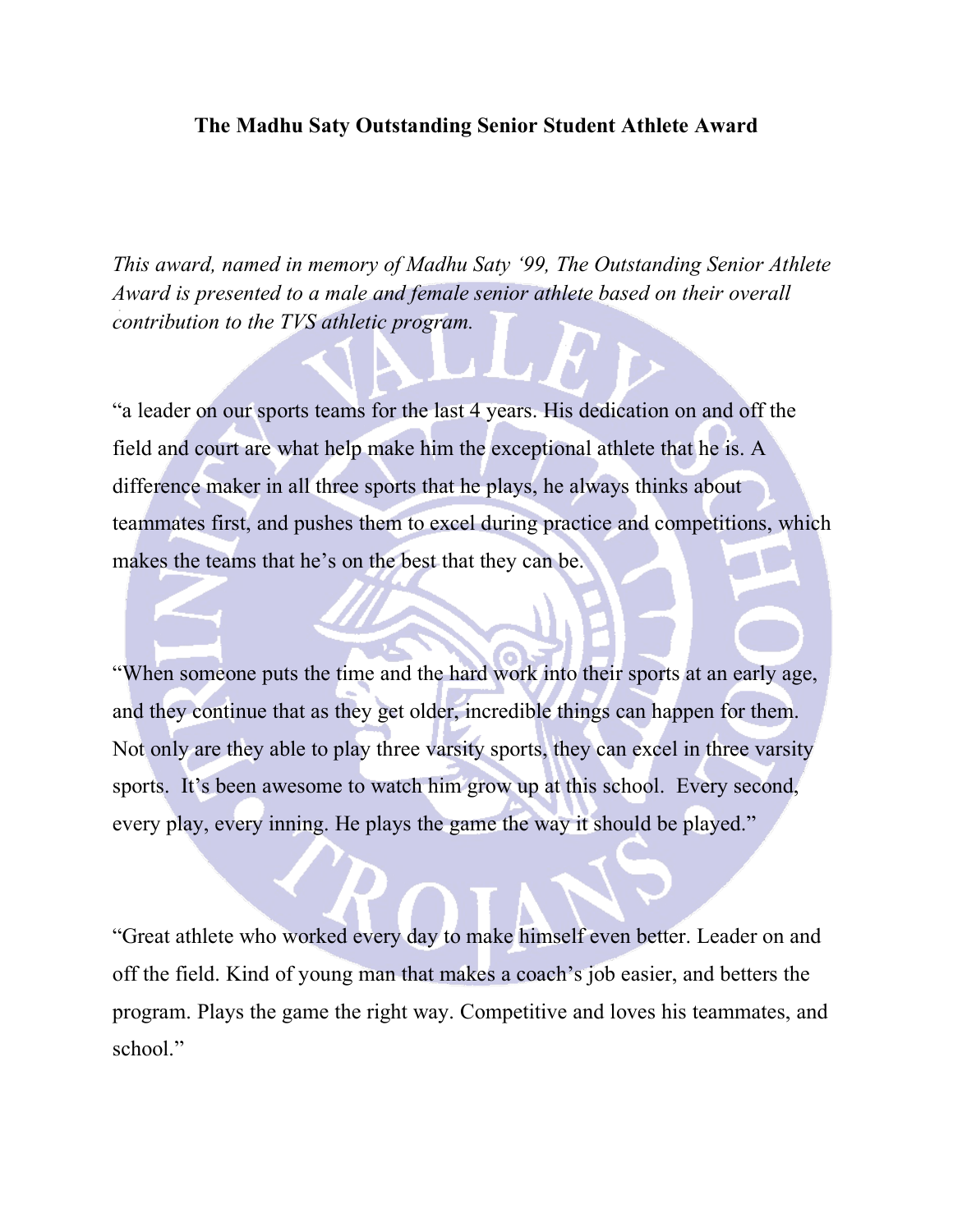**The Madhu Saty Outstanding Senior Student Athlete Award**

*This award, named in memory of Madhu Saty '99, The Outstanding Senior Athlete Award is presented to a male and female senior athlete based on their overall contribution to the TVS athletic program.*

"a leader on our sports teams for the last 4 years. His dedication on and off the field and court are what help make him the exceptional athlete that he is. A difference maker in all three sports that he plays, he always thinks about teammates first, and pushes them to excel during practice and competitions, which makes the teams that he's on the best that they can be.

"When someone puts the time and the hard work into their sports at an early age, and they continue that as they get older, incredible things can happen for them. Not only are they able to play three varsity sports, they can excel in three varsity sports. It's been awesome to watch him grow up at this school. Every second, every play, every inning. He plays the game the way it should be played."

"Great athlete who worked every day to make himself even better. Leader on and off the field. Kind of young man that makes a coach's job easier, and betters the program. Plays the game the right way. Competitive and loves his teammates, and school."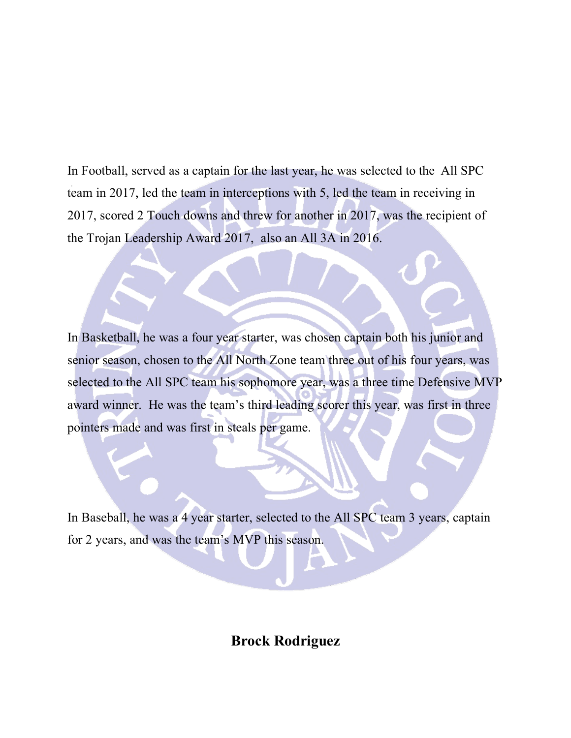In Football, served as a captain for the last year, he was selected to the All SPC team in 2017, led the team in interceptions with 5, led the team in receiving in 2017, scored 2 Touch downs and threw for another in 2017, was the recipient of the Trojan Leadership Award 2017, also an All 3A in 2016.

In Basketball, he was a four year starter, was chosen captain both his junior and senior season, chosen to the All North Zone team three out of his four years, was selected to the All SPC team his sophomore year, was a three time Defensive MVP award winner. He was the team's third leading scorer this year, was first in three pointers made and was first in steals per game.

In Baseball, he was a 4 year starter, selected to the All SPC team 3 years, captain for 2 years, and was the team's MVP this season.

**Brock Rodriguez**